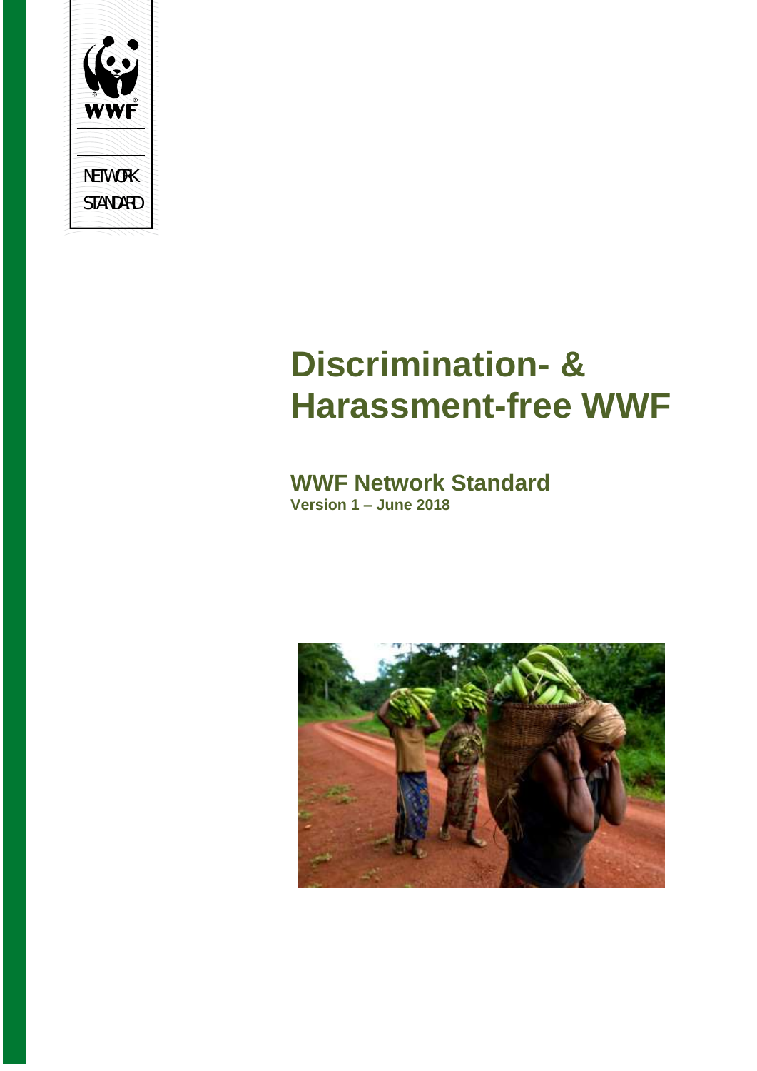WWF

NETWORK STANDARD

# Discrimination- & Harassment-free WWF

## WWF Network Standard

**Version 1 – June 2018**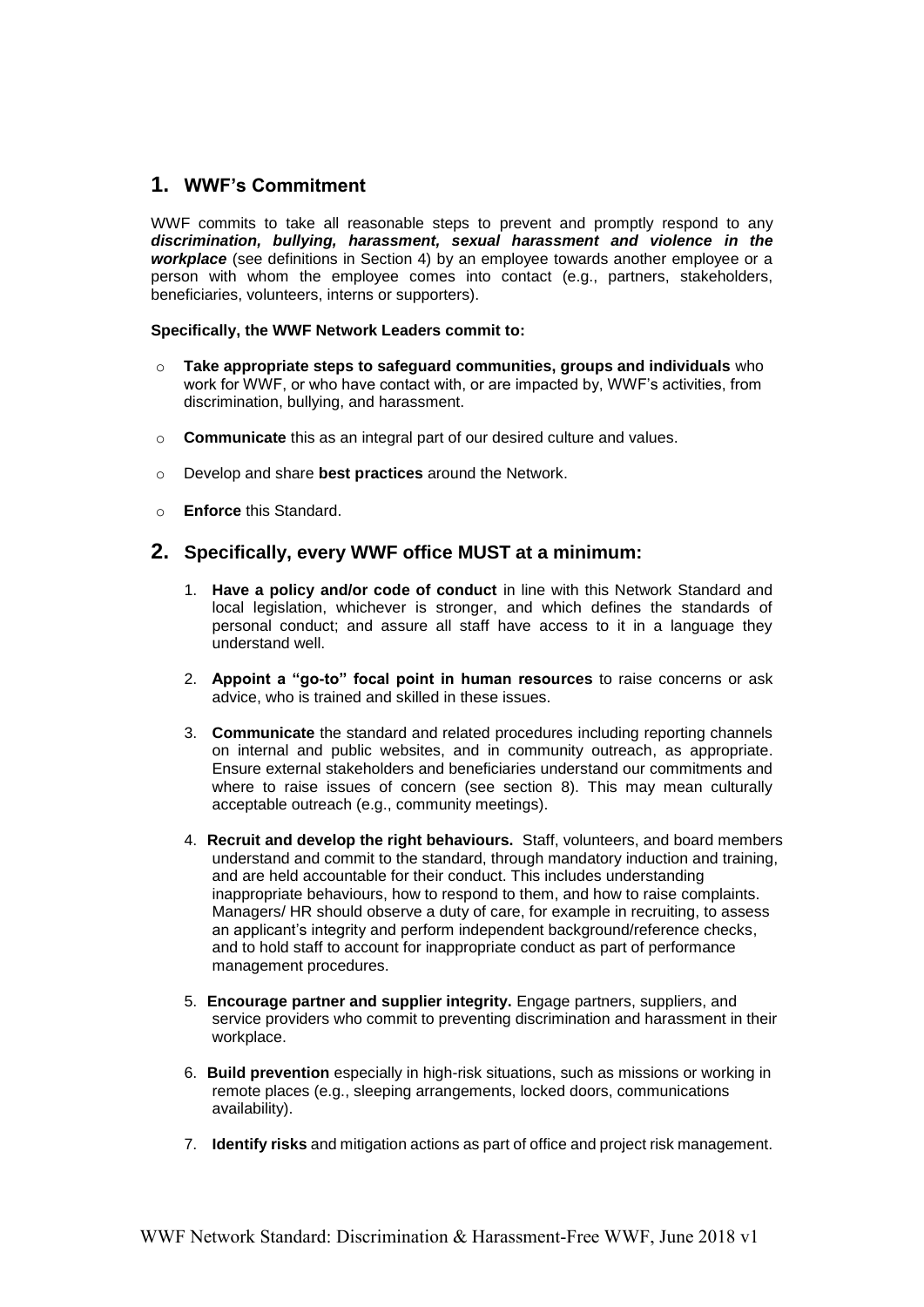## 1. WWF's Commitment

WWF commits to take all reasonable steps to prevent and promptly respond to any ***discrimination, bullying, harassment, sexual harassment and violence in the workplace*** (see definitions in Section 4) by an employee towards another employee or a person with whom the employee comes into contact (e.g., partners, stakeholders, beneficiaries, volunteers, interns or supporters).

**Specifically, the WWF Network Leaders commit to:**

- **Take appropriate steps to safeguard communities, groups and individuals** who work for WWF, or who have contact with, or are impacted by, WWF's activities, from discrimination, bullying, and harassment.
- **Communicate** this as an integral part of our desired culture and values.
- Develop and share **best practices** around the Network.
- **Enforce** this Standard.

## 2. Specifically, every WWF office MUST at a minimum:

1. **Have a policy and/or code of conduct** in line with this Network Standard and local legislation, whichever is stronger, and which defines the standards of personal conduct; and assure all staff have access to it in a language they understand well.
2. **Appoint a "go-to" focal point in human resources** to raise concerns or ask advice, who is trained and skilled in these issues.
3. **Communicate** the standard and related procedures including reporting channels on internal and public websites, and in community outreach, as appropriate. Ensure external stakeholders and beneficiaries understand our commitments and where to raise issues of concern (see section 8). This may mean culturally acceptable outreach (e.g., community meetings).
4. **Recruit and develop the right behaviours.** Staff, volunteers, and board members understand and commit to the standard, through mandatory induction and training, and are held accountable for their conduct. This includes understanding inappropriate behaviours, how to respond to them, and how to raise complaints. Managers/ HR should observe a duty of care, for example in recruiting, to assess an applicant's integrity and perform independent background/reference checks, and to hold staff to account for inappropriate conduct as part of performance management procedures.
5. **Encourage partner and supplier integrity.** Engage partners, suppliers, and service providers who commit to preventing discrimination and harassment in their workplace.
6. **Build prevention** especially in high-risk situations, such as missions or working in remote places (e.g., sleeping arrangements, locked doors, communications availability).
7. **Identify risks** and mitigation actions as part of office and project risk management.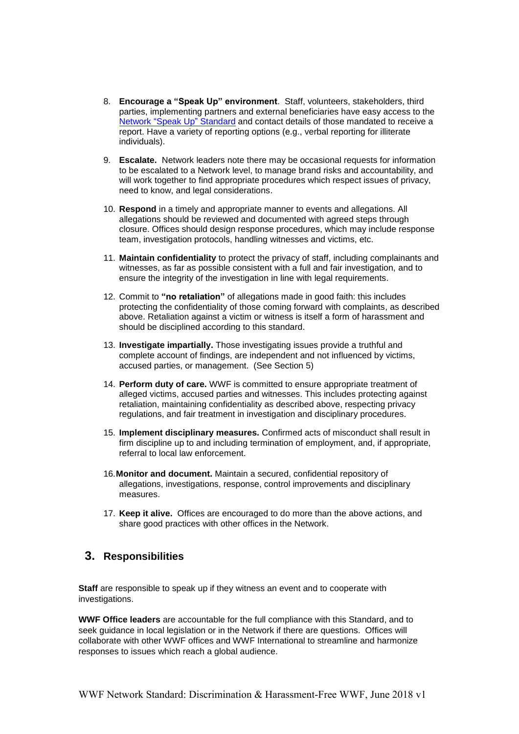8. **Encourage a "Speak Up" environment**. Staff, volunteers, stakeholders, third parties, implementing partners and external beneficiaries have easy access to the Network "Speak Up" Standard and contact details of those mandated to receive a report. Have a variety of reporting options (e.g., verbal reporting for illiterate individuals).

9. **Escalate.** Network leaders note there may be occasional requests for information to be escalated to a Network level, to manage brand risks and accountability, and will work together to find appropriate procedures which respect issues of privacy, need to know, and legal considerations.

10. **Respond** in a timely and appropriate manner to events and allegations. All allegations should be reviewed and documented with agreed steps through closure. Offices should design response procedures, which may include response team, investigation protocols, handling witnesses and victims, etc.

11. **Maintain confidentiality** to protect the privacy of staff, including complainants and witnesses, as far as possible consistent with a full and fair investigation, and to ensure the integrity of the investigation in line with legal requirements.

12. Commit to **"no retaliation"** of allegations made in good faith: this includes protecting the confidentiality of those coming forward with complaints, as described above. Retaliation against a victim or witness is itself a form of harassment and should be disciplined according to this standard.

13. **Investigate impartially.** Those investigating issues provide a truthful and complete account of findings, are independent and not influenced by victims, accused parties, or management. (See Section 5)

14. **Perform duty of care.** WWF is committed to ensure appropriate treatment of alleged victims, accused parties and witnesses. This includes protecting against retaliation, maintaining confidentiality as described above, respecting privacy regulations, and fair treatment in investigation and disciplinary procedures.

15. **Implement disciplinary measures.** Confirmed acts of misconduct shall result in firm discipline up to and including termination of employment, and, if appropriate, referral to local law enforcement.

16. **Monitor and document.** Maintain a secured, confidential repository of allegations, investigations, response, control improvements and disciplinary measures.

17. **Keep it alive.** Offices are encouraged to do more than the above actions, and share good practices with other offices in the Network.

## 3. Responsibilities

**Staff** are responsible to speak up if they witness an event and to cooperate with investigations.

**WWF Office leaders** are accountable for the full compliance with this Standard, and to seek guidance in local legislation or in the Network if there are questions. Offices will collaborate with other WWF offices and WWF International to streamline and harmonize responses to issues which reach a global audience.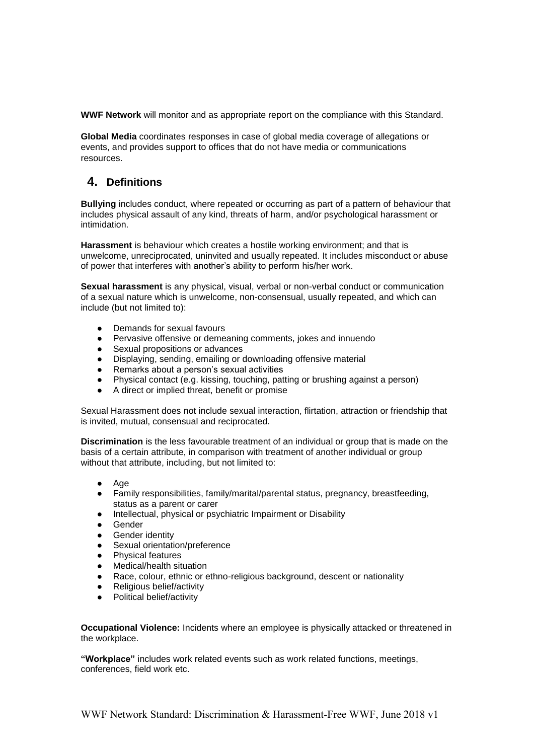**WWF Network** will monitor and as appropriate report on the compliance with this Standard.

**Global Media** coordinates responses in case of global media coverage of allegations or events, and provides support to offices that do not have media or communications resources.

## 4. Definitions

**Bullying** includes conduct, where repeated or occurring as part of a pattern of behaviour that includes physical assault of any kind, threats of harm, and/or psychological harassment or intimidation.

**Harassment** is behaviour which creates a hostile working environment; and that is unwelcome, unreciprocated, uninvited and usually repeated. It includes misconduct or abuse of power that interferes with another's ability to perform his/her work.

**Sexual harassment** is any physical, visual, verbal or non-verbal conduct or communication of a sexual nature which is unwelcome, non-consensual, usually repeated, and which can include (but not limited to):

- Demands for sexual favours
- Pervasive offensive or demeaning comments, jokes and innuendo
- Sexual propositions or advances
- Displaying, sending, emailing or downloading offensive material
- Remarks about a person's sexual activities
- Physical contact (e.g. kissing, touching, patting or brushing against a person)
- A direct or implied threat, benefit or promise

Sexual Harassment does not include sexual interaction, flirtation, attraction or friendship that is invited, mutual, consensual and reciprocated.

**Discrimination** is the less favourable treatment of an individual or group that is made on the basis of a certain attribute, in comparison with treatment of another individual or group without that attribute, including, but not limited to:

- Age
- Family responsibilities, family/marital/parental status, pregnancy, breastfeeding, status as a parent or carer
- Intellectual, physical or psychiatric Impairment or Disability
- Gender
- Gender identity
- Sexual orientation/preference
- Physical features
- Medical/health situation
- Race, colour, ethnic or ethno-religious background, descent or nationality
- Religious belief/activity
- Political belief/activity

**Occupational Violence:** Incidents where an employee is physically attacked or threatened in the workplace.

**"Workplace"** includes work related events such as work related functions, meetings, conferences, field work etc.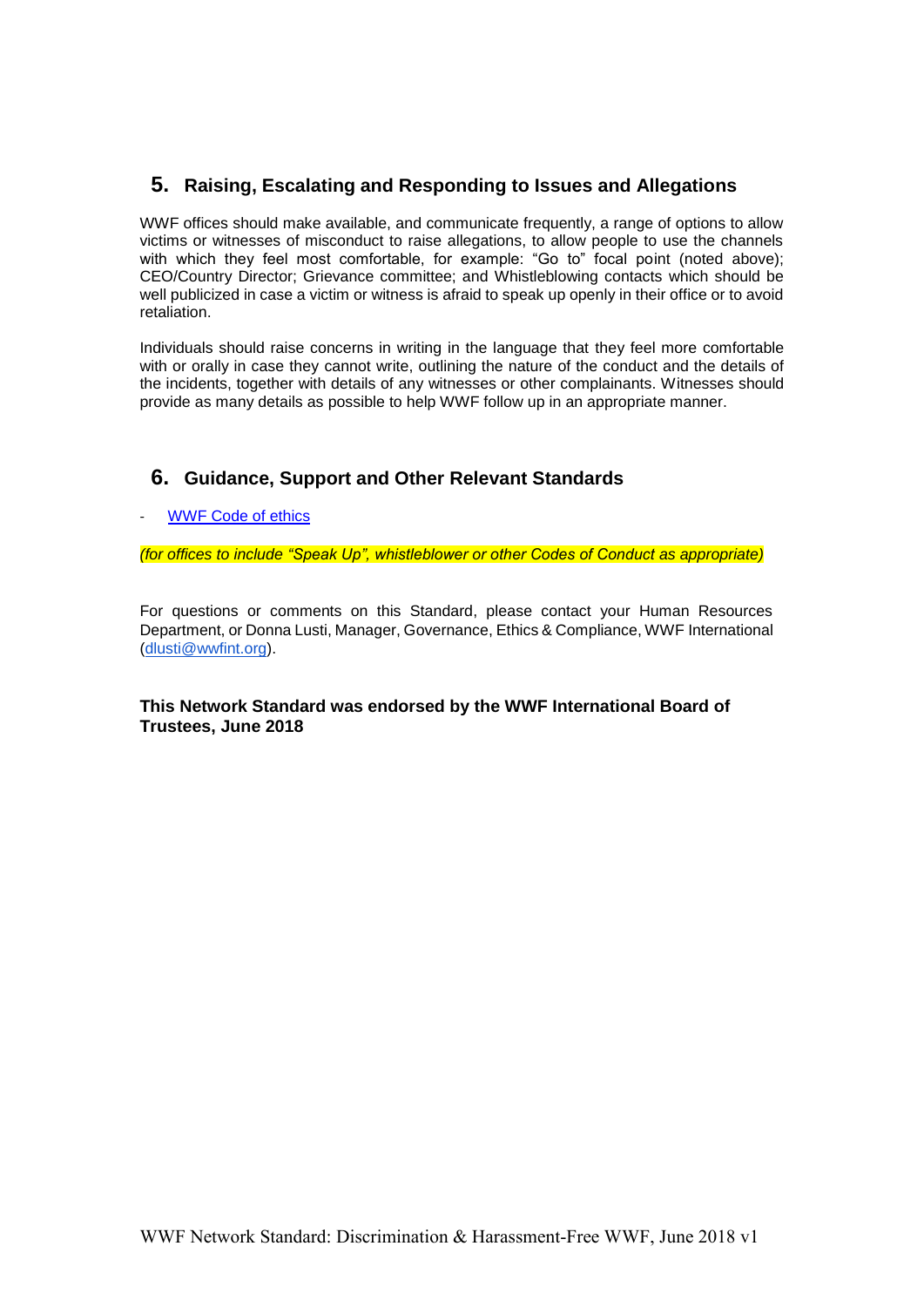## 5. Raising, Escalating and Responding to Issues and Allegations

WWF offices should make available, and communicate frequently, a range of options to allow victims or witnesses of misconduct to raise allegations, to allow people to use the channels with which they feel most comfortable, for example: "Go to" focal point (noted above); CEO/Country Director; Grievance committee; and Whistleblowing contacts which should be well publicized in case a victim or witness is afraid to speak up openly in their office or to avoid retaliation.

Individuals should raise concerns in writing in the language that they feel more comfortable with or orally in case they cannot write, outlining the nature of the conduct and the details of the incidents, together with details of any witnesses or other complainants. Witnesses should provide as many details as possible to help WWF follow up in an appropriate manner.

## 6. Guidance, Support and Other Relevant Standards

- WWF Code of ethics

*(for offices to include "Speak Up", whistleblower or other Codes of Conduct as appropriate)*

For questions or comments on this Standard, please contact your Human Resources Department, or Donna Lusti, Manager, Governance, Ethics & Compliance, WWF International (dlusti@wwfint.org).

**This Network Standard was endorsed by the WWF International Board of Trustees, June 2018**